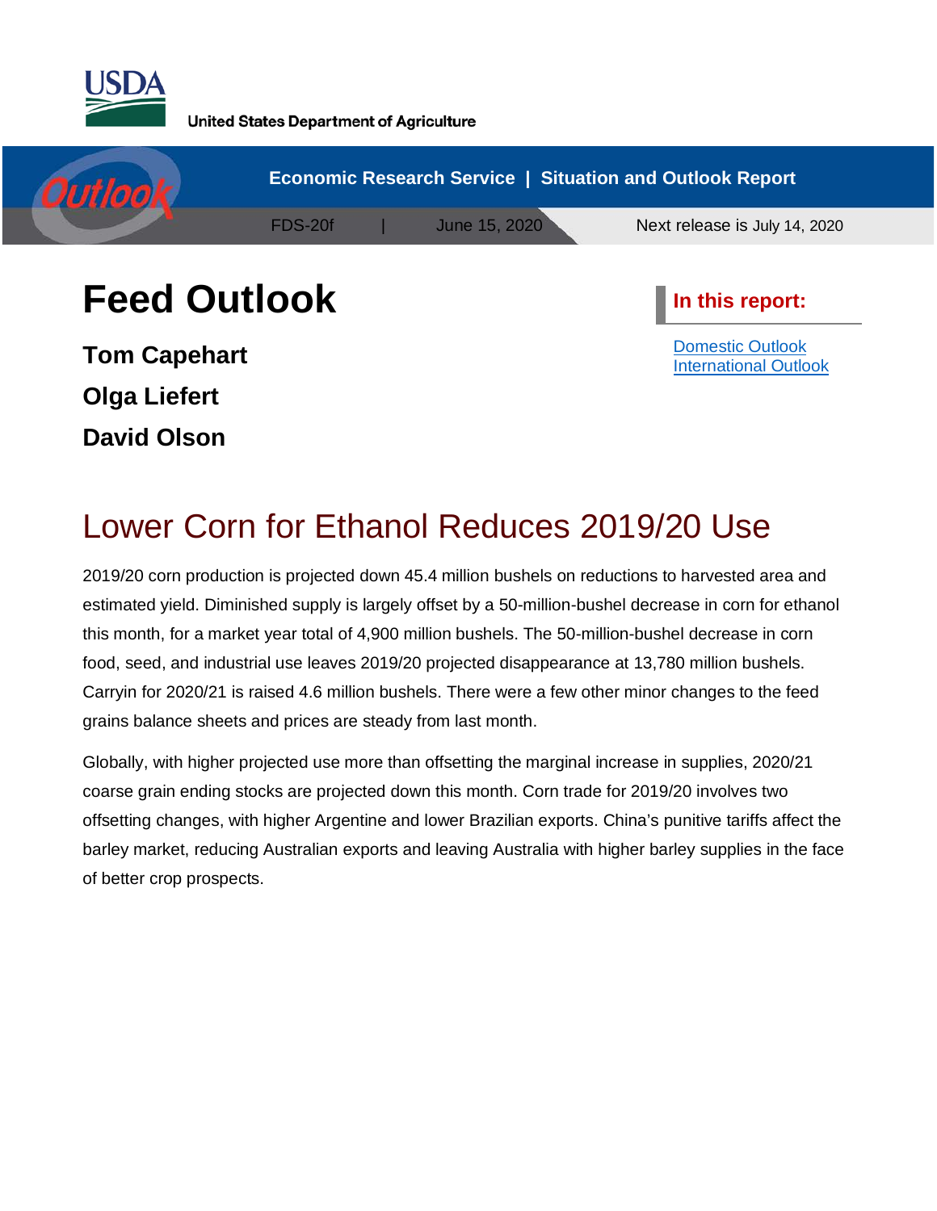United States Department of Agriculture

Economic Research Service | Situation and Outlook Report

FDS-20f | June 15, 2020

Next release is July 14, 2020

# Feed Outlook

**Tom Capehart**

**Olga Liefert**

**David Olson**

**In this report:**

- Domestic Outlook
- International Outlook

## Lower Corn for Ethanol Reduces 2019/20 Use

2019/20 corn production is projected down 45.4 million bushels on reductions to harvested area and estimated yield. Diminished supply is largely offset by a 50-million-bushel decrease in corn for ethanol this month, for a market year total of 4,900 million bushels. The 50-million-bushel decrease in corn food, seed, and industrial use leaves 2019/20 projected disappearance at 13,780 million bushels. Carryin for 2020/21 is raised 4.6 million bushels. There were a few other minor changes to the feed grains balance sheets and prices are steady from last month.

Globally, with higher projected use more than offsetting the marginal increase in supplies, 2020/21 coarse grain ending stocks are projected down this month. Corn trade for 2019/20 involves two offsetting changes, with higher Argentine and lower Brazilian exports. China's punitive tariffs affect the barley market, reducing Australian exports and leaving Australia with higher barley supplies in the face of better crop prospects.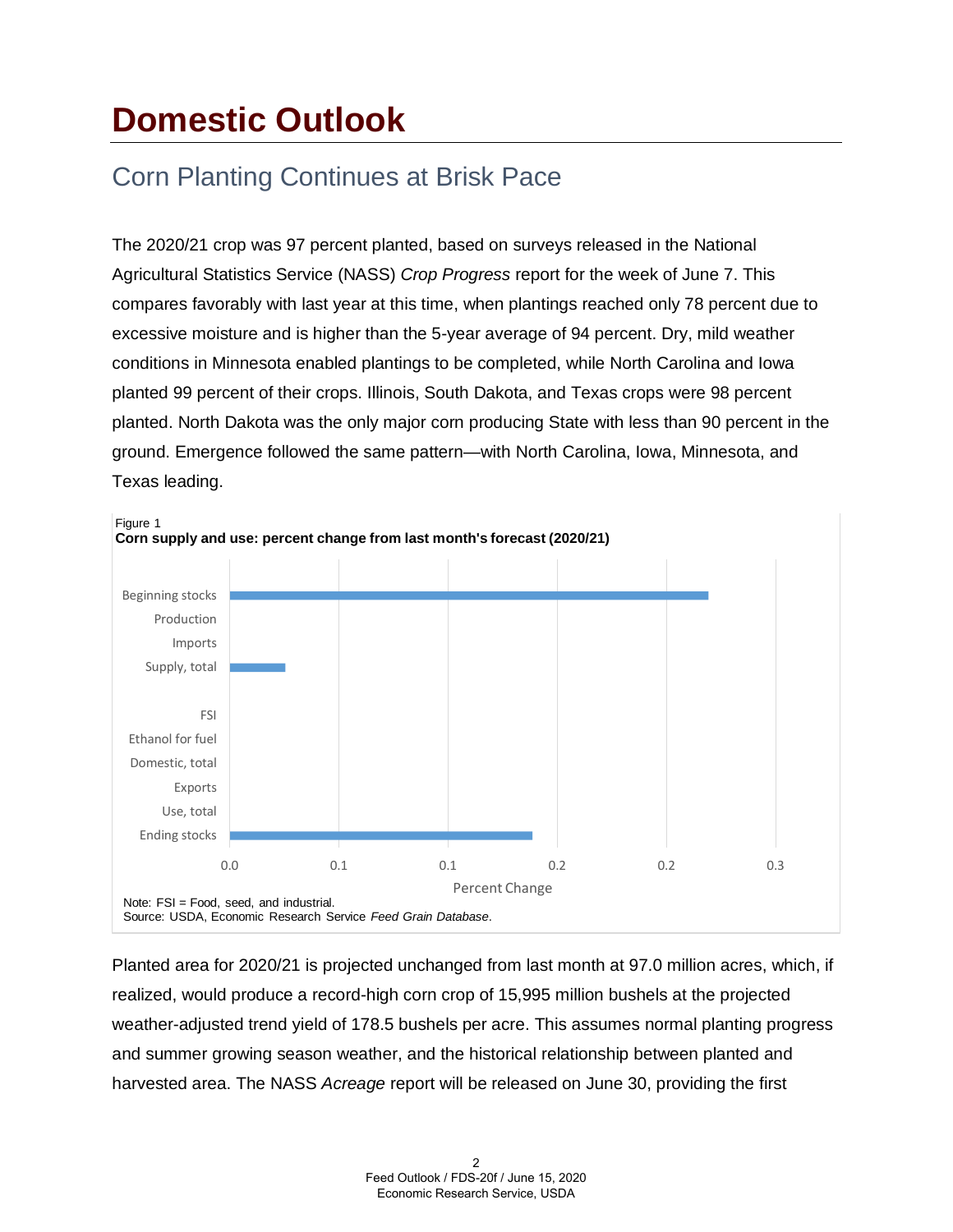# Domestic Outlook

## Corn Planting Continues at Brisk Pace

The 2020/21 crop was 97 percent planted, based on surveys released in the National Agricultural Statistics Service (NASS) *Crop Progress* report for the week of June 7. This compares favorably with last year at this time, when plantings reached only 78 percent due to excessive moisture and is higher than the 5-year average of 94 percent. Dry, mild weather conditions in Minnesota enabled plantings to be completed, while North Carolina and Iowa planted 99 percent of their crops. Illinois, South Dakota, and Texas crops were 98 percent planted. North Dakota was the only major corn producing State with less than 90 percent in the ground. Emergence followed the same pattern—with North Carolina, Iowa, Minnesota, and Texas leading.

Figure 1
**Corn supply and use: percent change from last month's forecast (2020/21)**

Note: FSI = Food, seed, and industrial.
Source: USDA, Economic Research Service *Feed Grain Database*.

Planted area for 2020/21 is projected unchanged from last month at 97.0 million acres, which, if realized, would produce a record-high corn crop of 15,995 million bushels at the projected weather-adjusted trend yield of 178.5 bushels per acre. This assumes normal planting progress and summer growing season weather, and the historical relationship between planted and harvested area. The NASS *Acreage* report will be released on June 30, providing the first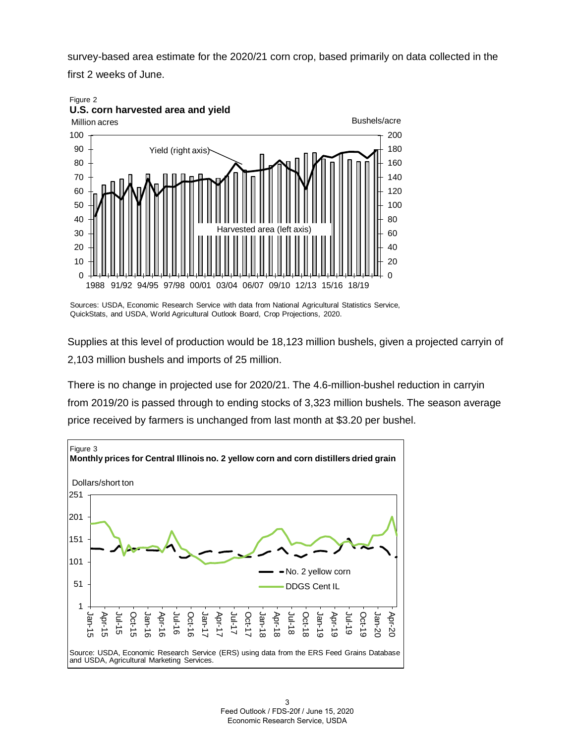survey-based area estimate for the 2020/21 corn crop, based primarily on data collected in the first 2 weeks of June.

Figure 2
**U.S. corn harvested area and yield**

Sources: USDA, Economic Research Service with data from National Agricultural Statistics Service, QuickStats, and USDA, World Agricultural Outlook Board, Crop Projections, 2020.

Supplies at this level of production would be 18,123 million bushels, given a projected carryin of 2,103 million bushels and imports of 25 million.

There is no change in projected use for 2020/21. The 4.6-million-bushel reduction in carryin from 2019/20 is passed through to ending stocks of 3,323 million bushels. The season average price received by farmers is unchanged from last month at $3.20 per bushel.

Figure 3
**Monthly prices for Central Illinois no. 2 yellow corn and corn distillers dried grain**

Source: USDA, Economic Research Service (ERS) using data from the ERS Feed Grains Database and USDA, Agricultural Marketing Services.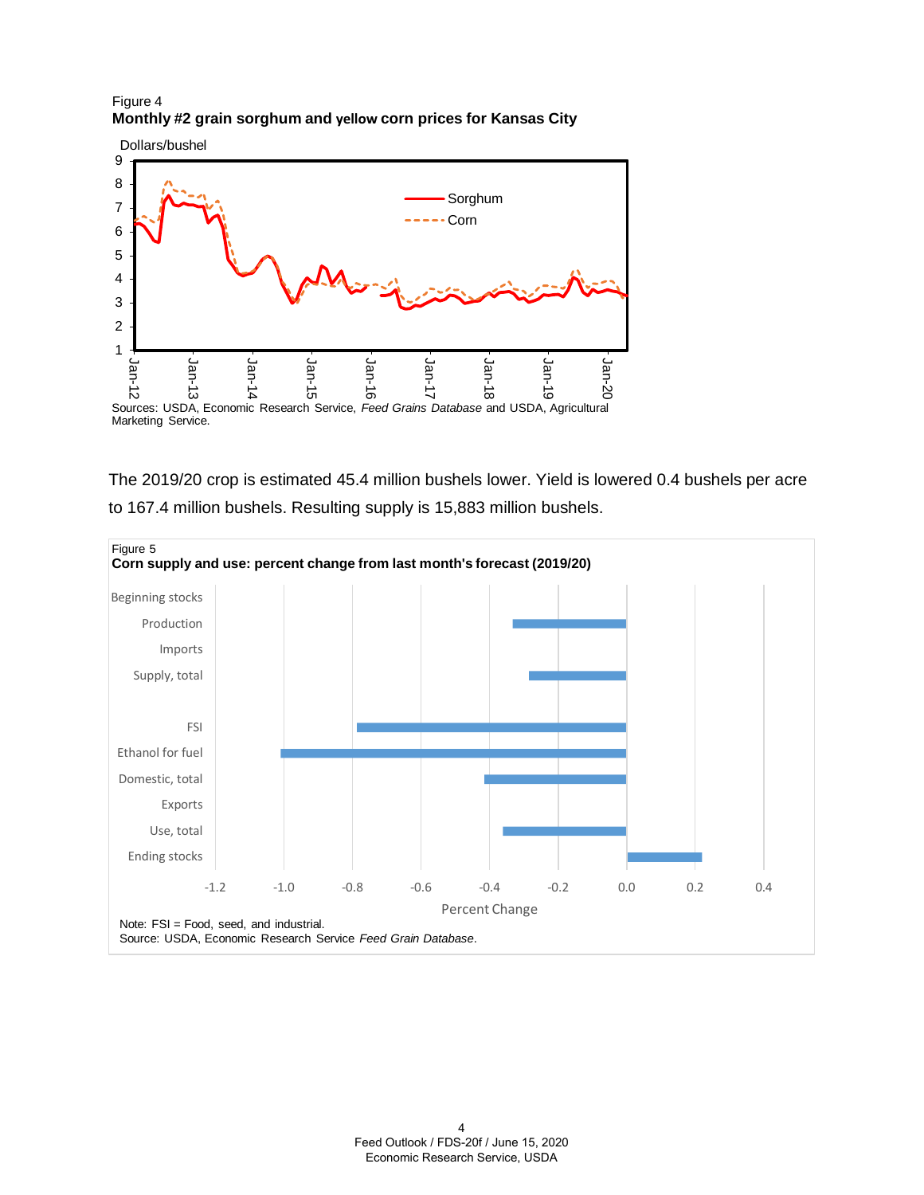Figure 4
**Monthly #2 grain sorghum and yellow corn prices for Kansas City**

Sources: USDA, Economic Research Service, *Feed Grains Database* and USDA, Agricultural Marketing Service.

The 2019/20 crop is estimated 45.4 million bushels lower. Yield is lowered 0.4 bushels per acre to 167.4 million bushels. Resulting supply is 15,883 million bushels.

Figure 5
**Corn supply and use: percent change from last month's forecast (2019/20)**

Note: FSI = Food, seed, and industrial.
Source: USDA, Economic Research Service *Feed Grain Database*.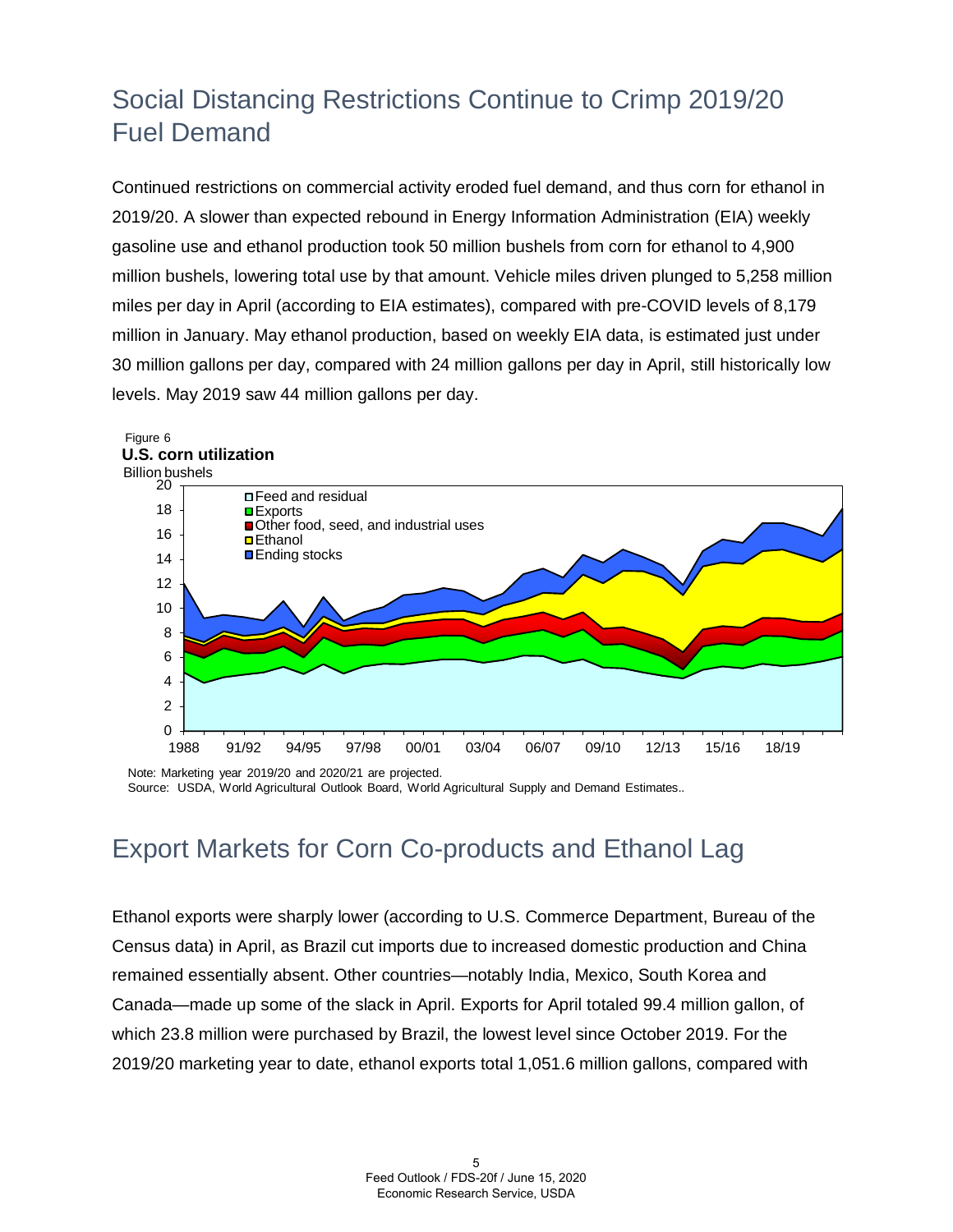# Social Distancing Restrictions Continue to Crimp 2019/20 Fuel Demand

Continued restrictions on commercial activity eroded fuel demand, and thus corn for ethanol in 2019/20. A slower than expected rebound in Energy Information Administration (EIA) weekly gasoline use and ethanol production took 50 million bushels from corn for ethanol to 4,900 million bushels, lowering total use by that amount. Vehicle miles driven plunged to 5,258 million miles per day in April (according to EIA estimates), compared with pre-COVID levels of 8,179 million in January. May ethanol production, based on weekly EIA data, is estimated just under 30 million gallons per day, compared with 24 million gallons per day in April, still historically low levels. May 2019 saw 44 million gallons per day.

Figure 6
**U.S. corn utilization**
Billion bushels

Note: Marketing year 2019/20 and 2020/21 are projected.
Source: USDA, World Agricultural Outlook Board, World Agricultural Supply and Demand Estimates..

# Export Markets for Corn Co-products and Ethanol Lag

Ethanol exports were sharply lower (according to U.S. Commerce Department, Bureau of the Census data) in April, as Brazil cut imports due to increased domestic production and China remained essentially absent. Other countries—notably India, Mexico, South Korea and Canada—made up some of the slack in April. Exports for April totaled 99.4 million gallon, of which 23.8 million were purchased by Brazil, the lowest level since October 2019. For the 2019/20 marketing year to date, ethanol exports total 1,051.6 million gallons, compared with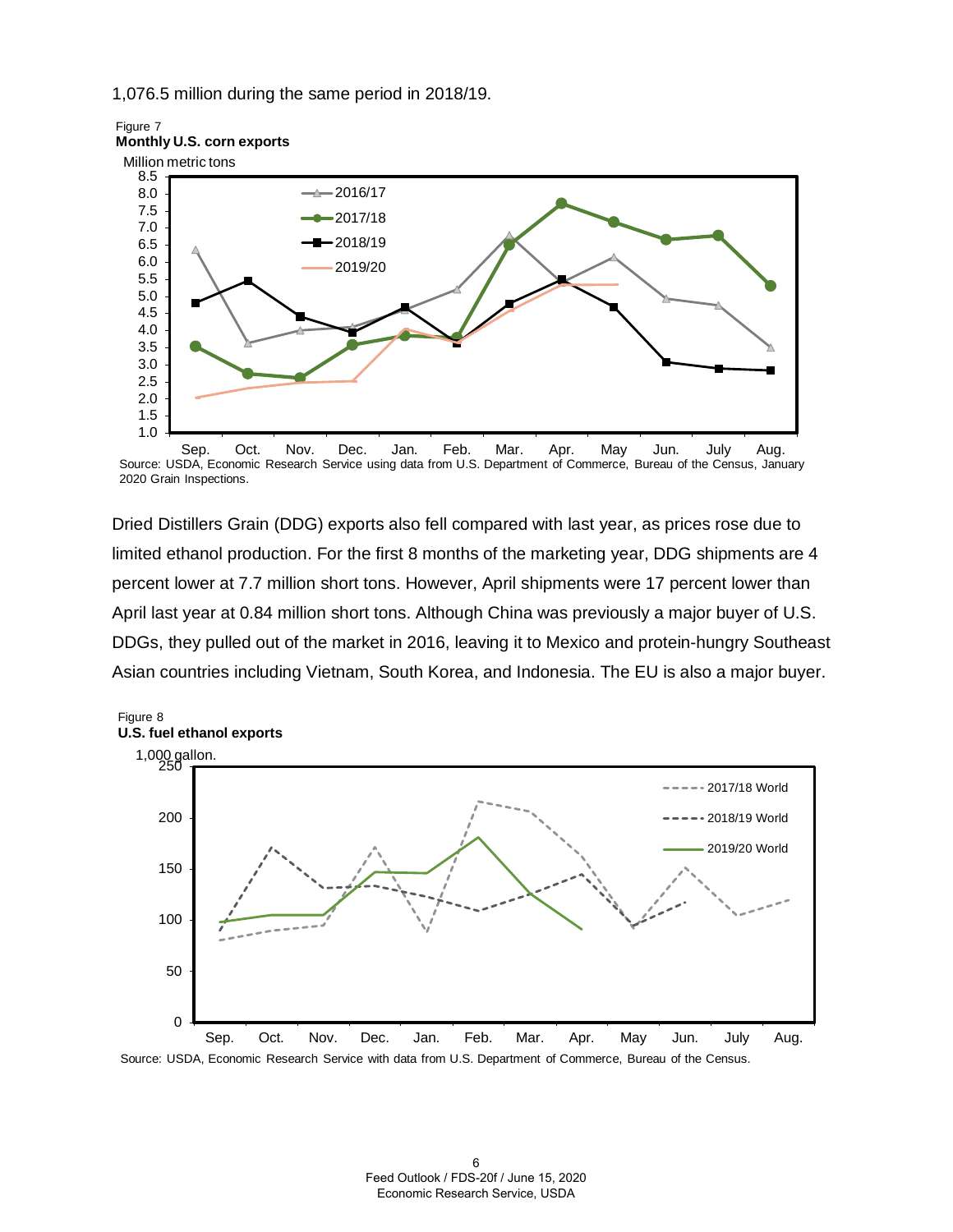1,076.5 million during the same period in 2018/19.

Figure 7
**Monthly U.S. corn exports**

Source: USDA, Economic Research Service using data from U.S. Department of Commerce, Bureau of the Census, January 2020 Grain Inspections.

Dried Distillers Grain (DDG) exports also fell compared with last year, as prices rose due to limited ethanol production. For the first 8 months of the marketing year, DDG shipments are 4 percent lower at 7.7 million short tons. However, April shipments were 17 percent lower than April last year at 0.84 million short tons. Although China was previously a major buyer of U.S. DDGs, they pulled out of the market in 2016, leaving it to Mexico and protein-hungry Southeast Asian countries including Vietnam, South Korea, and Indonesia. The EU is also a major buyer.

Figure 8
**U.S. fuel ethanol exports**

Source: USDA, Economic Research Service with data from U.S. Department of Commerce, Bureau of the Census.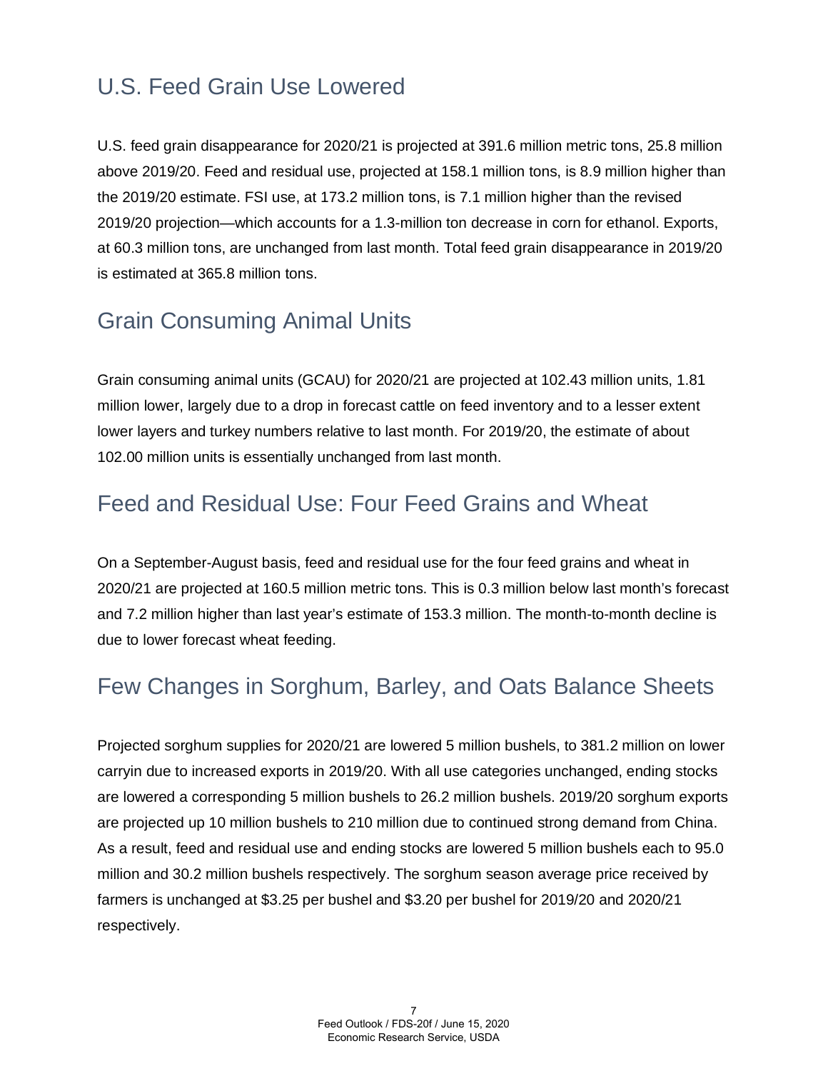## U.S. Feed Grain Use Lowered

U.S. feed grain disappearance for 2020/21 is projected at 391.6 million metric tons, 25.8 million above 2019/20. Feed and residual use, projected at 158.1 million tons, is 8.9 million higher than the 2019/20 estimate. FSI use, at 173.2 million tons, is 7.1 million higher than the revised 2019/20 projection—which accounts for a 1.3-million ton decrease in corn for ethanol. Exports, at 60.3 million tons, are unchanged from last month. Total feed grain disappearance in 2019/20 is estimated at 365.8 million tons.

## Grain Consuming Animal Units

Grain consuming animal units (GCAU) for 2020/21 are projected at 102.43 million units, 1.81 million lower, largely due to a drop in forecast cattle on feed inventory and to a lesser extent lower layers and turkey numbers relative to last month. For 2019/20, the estimate of about 102.00 million units is essentially unchanged from last month.

## Feed and Residual Use: Four Feed Grains and Wheat

On a September-August basis, feed and residual use for the four feed grains and wheat in 2020/21 are projected at 160.5 million metric tons. This is 0.3 million below last month's forecast and 7.2 million higher than last year's estimate of 153.3 million. The month-to-month decline is due to lower forecast wheat feeding.

## Few Changes in Sorghum, Barley, and Oats Balance Sheets

Projected sorghum supplies for 2020/21 are lowered 5 million bushels, to 381.2 million on lower carryin due to increased exports in 2019/20. With all use categories unchanged, ending stocks are lowered a corresponding 5 million bushels to 26.2 million bushels. 2019/20 sorghum exports are projected up 10 million bushels to 210 million due to continued strong demand from China. As a result, feed and residual use and ending stocks are lowered 5 million bushels each to 95.0 million and 30.2 million bushels respectively. The sorghum season average price received by farmers is unchanged at $3.25 per bushel and $3.20 per bushel for 2019/20 and 2020/21 respectively.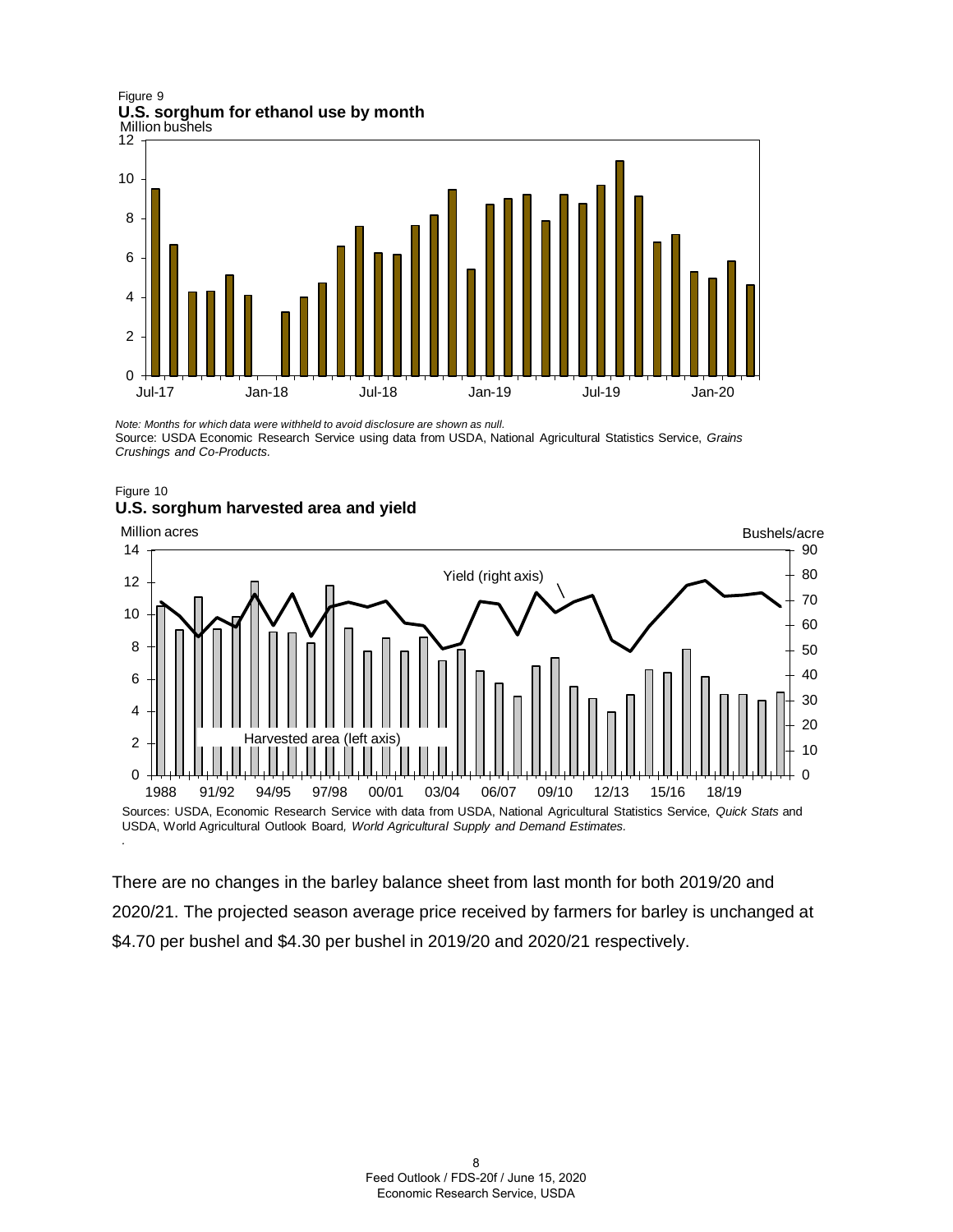Figure 9
**U.S. sorghum for ethanol use by month**

*Note: Months for which data were withheld to avoid disclosure are shown as null.*
Source: USDA Economic Research Service using data from USDA, National Agricultural Statistics Service, *Grains Crushings and Co-Products.*

Figure 10
**U.S. sorghum harvested area and yield**

Sources: USDA, Economic Research Service with data from USDA, National Agricultural Statistics Service, *Quick Stats* and USDA, World Agricultural Outlook Board*, World Agricultural Supply and Demand Estimates.*

There are no changes in the barley balance sheet from last month for both 2019/20 and 2020/21. The projected season average price received by farmers for barley is unchanged at $4.70 per bushel and $4.30 per bushel in 2019/20 and 2020/21 respectively.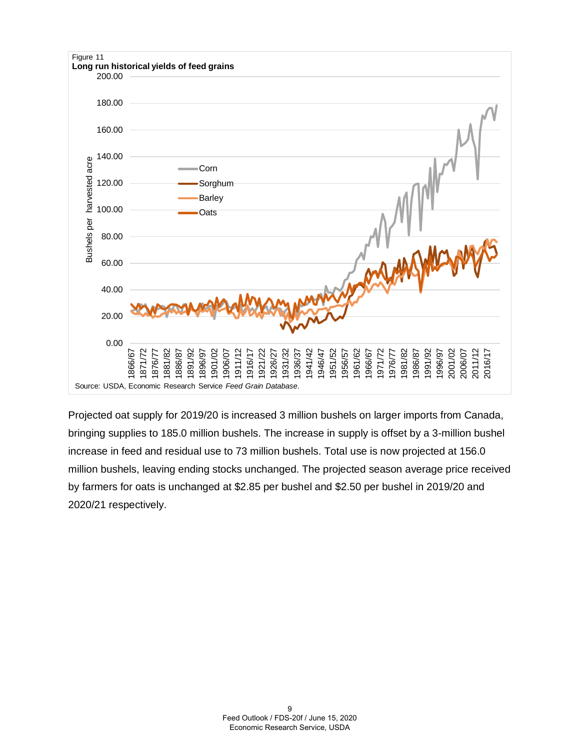Figure 11

**Long run historical yields of feed grains**

Source: USDA, Economic Research Service *Feed Grain Database*.

Projected oat supply for 2019/20 is increased 3 million bushels on larger imports from Canada, bringing supplies to 185.0 million bushels. The increase in supply is offset by a 3-million bushel increase in feed and residual use to 73 million bushels. Total use is now projected at 156.0 million bushels, leaving ending stocks unchanged. The projected season average price received by farmers for oats is unchanged at $2.85 per bushel and $2.50 per bushel in 2019/20 and 2020/21 respectively.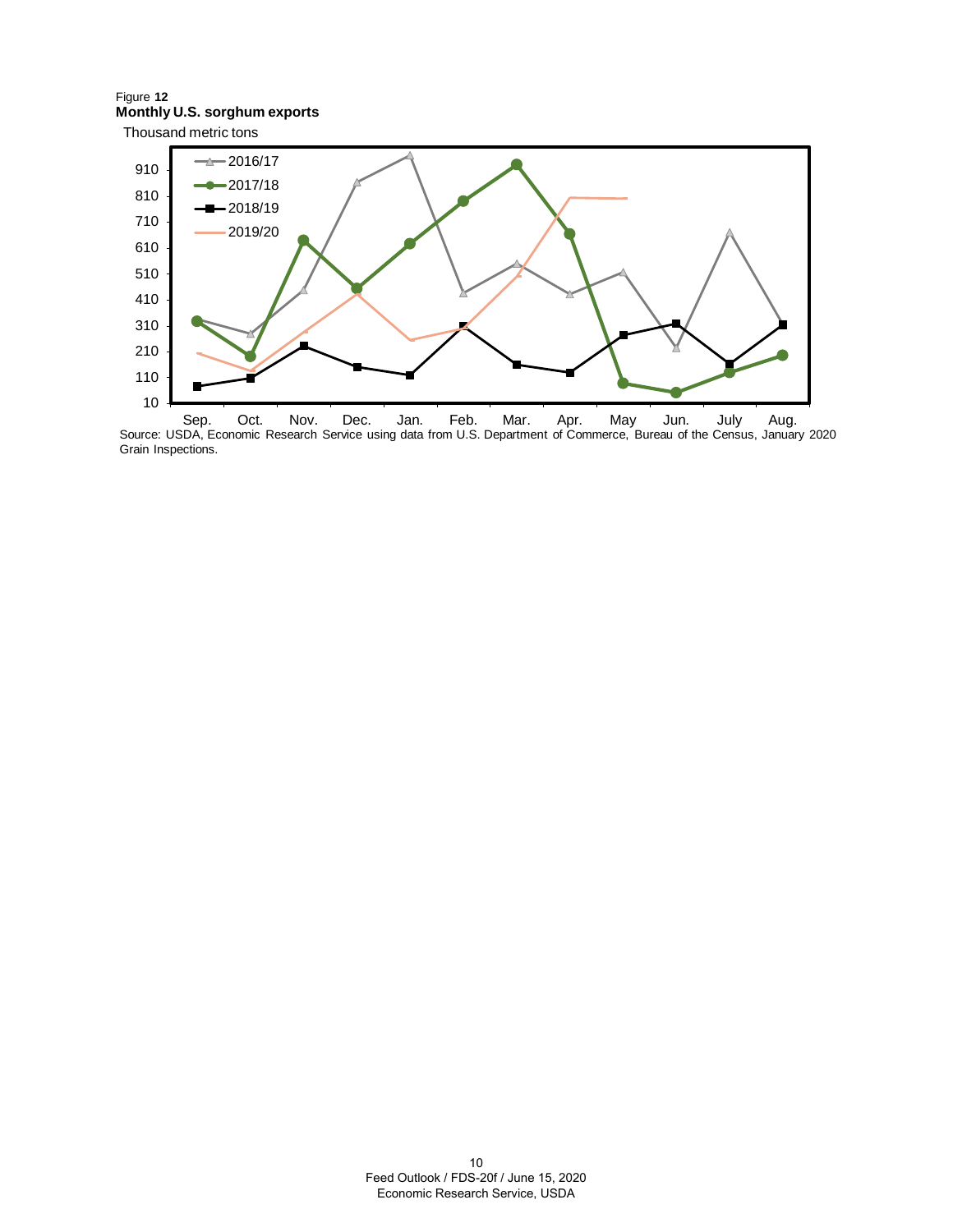Figure **12**
**Monthly U.S. sorghum exports**

Thousand metric tons

Source: USDA, Economic Research Service using data from U.S. Department of Commerce, Bureau of the Census, January 2020 Grain Inspections.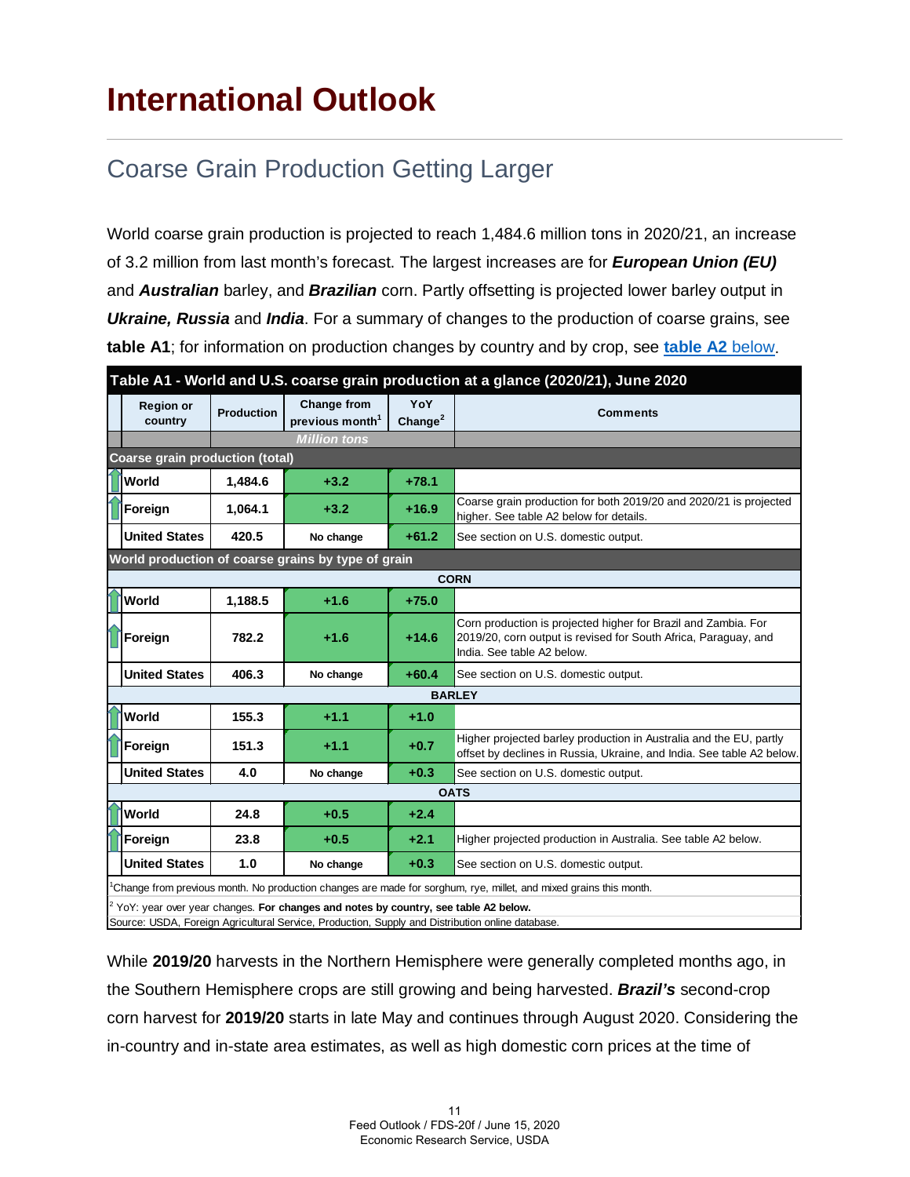# International Outlook

## Coarse Grain Production Getting Larger

World coarse grain production is projected to reach 1,484.6 million tons in 2020/21, an increase of 3.2 million from last month's forecast. The largest increases are for ***European Union (EU)*** and ***Australian*** barley, and ***Brazilian*** corn. Partly offsetting is projected lower barley output in ***Ukraine, Russia*** and ***India***. For a summary of changes to the production of coarse grains, see **table A1**; for information on production changes by country and by crop, see **table A2** below.

**Table A1 - World and U.S. coarse grain production at a glance (2020/21), June 2020**

| Region or country | Production | Change from previous month[1] | YoY Change[2] | Comments |
|---|---|---|---|---|
| | *Million tons* | | | |
| **Coarse grain production (total)** | | | | |
| World | 1,484.6 | +3.2 | +78.1 | |
| Foreign | 1,064.1 | +3.2 | +16.9 | Coarse grain production for both 2019/20 and 2020/21 is projected higher. See table A2 below for details. |
| United States | 420.5 | No change | +61.2 | See section on U.S. domestic output. |
| **World production of coarse grains by type of grain** | | | | |
| **CORN** | | | | |
| World | 1,188.5 | +1.6 | +75.0 | |
| Foreign | 782.2 | +1.6 | +14.6 | Corn production is projected higher for Brazil and Zambia. For 2019/20, corn output is revised for South Africa, Paraguay, and India. See table A2 below. |
| United States | 406.3 | No change | +60.4 | See section on U.S. domestic output. |
| **BARLEY** | | | | |
| World | 155.3 | +1.1 | +1.0 | |
| Foreign | 151.3 | +1.1 | +0.7 | Higher projected barley production in Australia and the EU, partly offset by declines in Russia, Ukraine, and India. See table A2 below. |
| United States | 4.0 | No change | +0.3 | See section on U.S. domestic output. |
| **OATS** | | | | |
| World | 24.8 | +0.5 | +2.4 | |
| Foreign | 23.8 | +0.5 | +2.1 | Higher projected production in Australia. See table A2 below. |
| United States | 1.0 | No change | +0.3 | See section on U.S. domestic output. |

[1]Change from previous month. No production changes are made for sorghum, rye, millet, and mixed grains this month.

[2] YoY: year over year changes. **For changes and notes by country, see table A2 below.**

Source: USDA, Foreign Agricultural Service, Production, Supply and Distribution online database.

While **2019/20** harvests in the Northern Hemisphere were generally completed months ago, in the Southern Hemisphere crops are still growing and being harvested. ***Brazil's*** second-crop corn harvest for **2019/20** starts in late May and continues through August 2020. Considering the in-country and in-state area estimates, as well as high domestic corn prices at the time of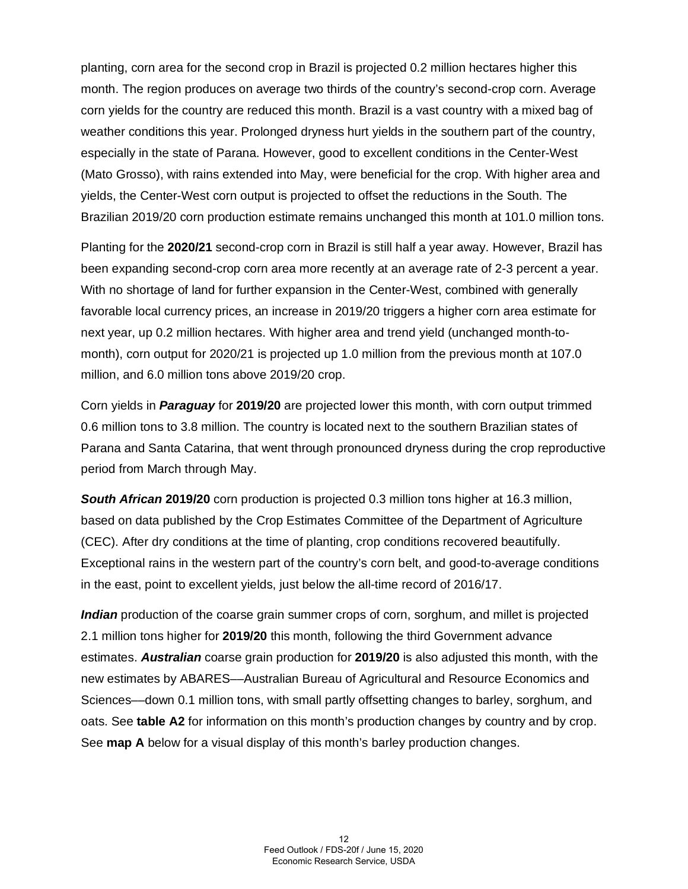planting, corn area for the second crop in Brazil is projected 0.2 million hectares higher this month. The region produces on average two thirds of the country's second-crop corn. Average corn yields for the country are reduced this month. Brazil is a vast country with a mixed bag of weather conditions this year. Prolonged dryness hurt yields in the southern part of the country, especially in the state of Parana. However, good to excellent conditions in the Center-West (Mato Grosso), with rains extended into May, were beneficial for the crop. With higher area and yields, the Center-West corn output is projected to offset the reductions in the South. The Brazilian 2019/20 corn production estimate remains unchanged this month at 101.0 million tons.

Planting for the **2020/21** second-crop corn in Brazil is still half a year away. However, Brazil has been expanding second-crop corn area more recently at an average rate of 2-3 percent a year. With no shortage of land for further expansion in the Center-West, combined with generally favorable local currency prices, an increase in 2019/20 triggers a higher corn area estimate for next year, up 0.2 million hectares. With higher area and trend yield (unchanged month-to-month), corn output for 2020/21 is projected up 1.0 million from the previous month at 107.0 million, and 6.0 million tons above 2019/20 crop.

Corn yields in ***Paraguay*** for **2019/20** are projected lower this month, with corn output trimmed 0.6 million tons to 3.8 million. The country is located next to the southern Brazilian states of Parana and Santa Catarina, that went through pronounced dryness during the crop reproductive period from March through May.

***South African*** **2019/20** corn production is projected 0.3 million tons higher at 16.3 million, based on data published by the Crop Estimates Committee of the Department of Agriculture (CEC). After dry conditions at the time of planting, crop conditions recovered beautifully. Exceptional rains in the western part of the country's corn belt, and good-to-average conditions in the east, point to excellent yields, just below the all-time record of 2016/17.

***Indian*** production of the coarse grain summer crops of corn, sorghum, and millet is projected 2.1 million tons higher for **2019/20** this month, following the third Government advance estimates. ***Australian*** coarse grain production for **2019/20** is also adjusted this month, with the new estimates by ABARES––Australian Bureau of Agricultural and Resource Economics and Sciences––down 0.1 million tons, with small partly offsetting changes to barley, sorghum, and oats. See **table A2** for information on this month's production changes by country and by crop. See **map A** below for a visual display of this month's barley production changes.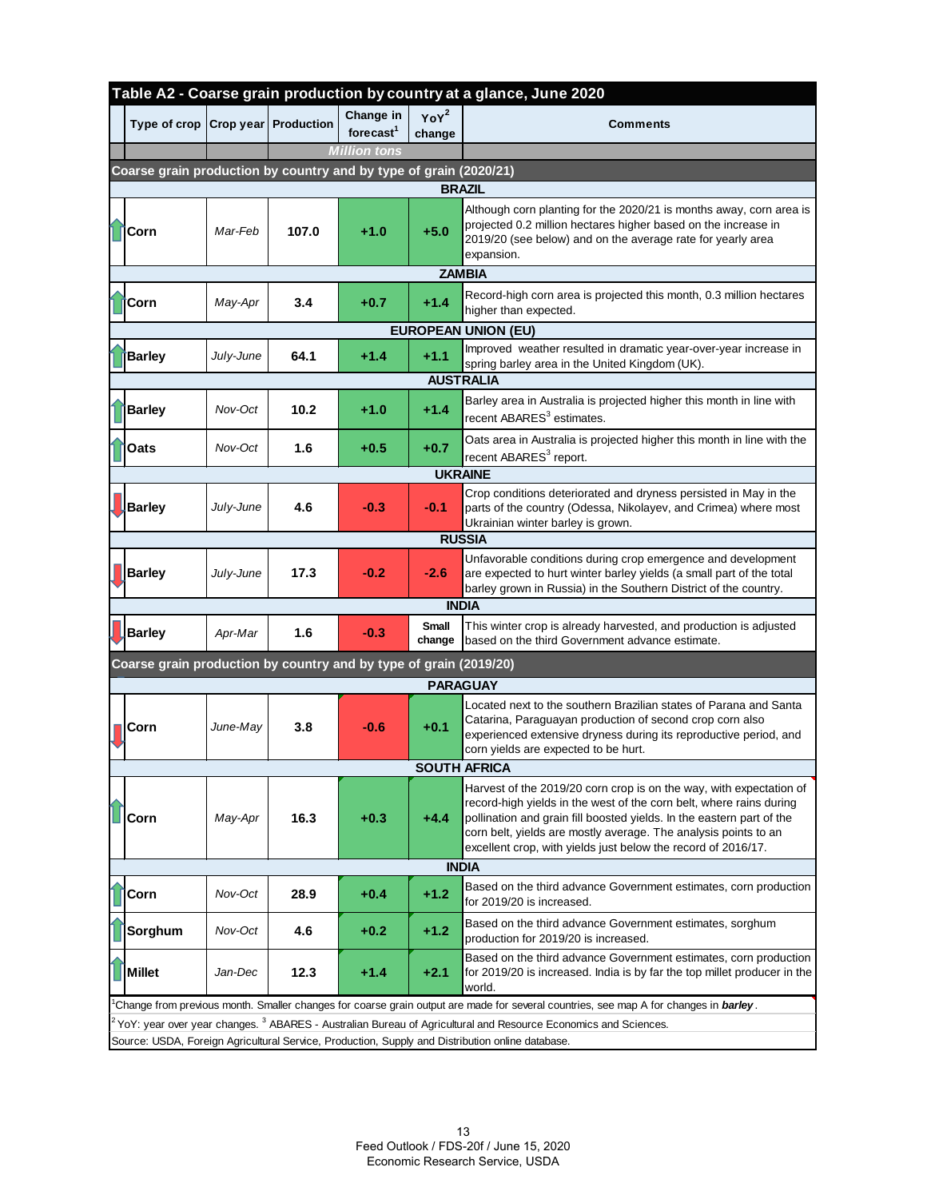## Table A2 - Coarse grain production by country at a glance, June 2020

| Type of crop | Crop year | Production | Change in forecast[1] | YoY[2] change | Comments |
|---|---|---|---|---|---|
| | | Million tons | | | |
| **Coarse grain production by country and by type of grain (2020/21)** | | | | | |
| **BRAZIL** | | | | | |
| Corn | Mar-Feb | 107.0 | +1.0 | +5.0 | Although corn planting for the 2020/21 is months away, corn area is projected 0.2 million hectares higher based on the increase in 2019/20 (see below) and on the average rate for yearly area expansion. |
| **ZAMBIA** | | | | | |
| Corn | May-Apr | 3.4 | +0.7 | +1.4 | Record-high corn area is projected this month, 0.3 million hectares higher than expected. |
| **EUROPEAN UNION (EU)** | | | | | |
| Barley | July-June | 64.1 | +1.4 | +1.1 | Improved weather resulted in dramatic year-over-year increase in spring barley area in the United Kingdom (UK). |
| **AUSTRALIA** | | | | | |
| Barley | Nov-Oct | 10.2 | +1.0 | +1.4 | Barley area in Australia is projected higher this month in line with recent ABARES[3] estimates. |
| Oats | Nov-Oct | 1.6 | +0.5 | +0.7 | Oats area in Australia is projected higher this month in line with the recent ABARES[3] report. |
| **UKRAINE** | | | | | |
| Barley | July-June | 4.6 | -0.3 | -0.1 | Crop conditions deteriorated and dryness persisted in May in the parts of the country (Odessa, Nikolayev, and Crimea) where most Ukrainian winter barley is grown. |
| **RUSSIA** | | | | | |
| Barley | July-June | 17.3 | -0.2 | -2.6 | Unfavorable conditions during crop emergence and development are expected to hurt winter barley yields (a small part of the total barley grown in Russia) in the Southern District of the country. |
| **INDIA** | | | | | |
| Barley | Apr-Mar | 1.6 | -0.3 | Small change | This winter crop is already harvested, and production is adjusted based on the third Government advance estimate. |
| **Coarse grain production by country and by type of grain (2019/20)** | | | | | |
| **PARAGUAY** | | | | | |
| Corn | June-May | 3.8 | -0.6 | +0.1 | Located next to the southern Brazilian states of Parana and Santa Catarina, Paraguayan production of second crop corn also experienced extensive dryness during its reproductive period, and corn yields are expected to be hurt. |
| **SOUTH AFRICA** | | | | | |
| Corn | May-Apr | 16.3 | +0.3 | +4.4 | Harvest of the 2019/20 corn crop is on the way, with expectation of record-high yields in the west of the corn belt, where rains during pollination and grain fill boosted yields. In the eastern part of the corn belt, yields are mostly average. The analysis points to an excellent crop, with yields just below the record of 2016/17. |
| **INDIA** | | | | | |
| Corn | Nov-Oct | 28.9 | +0.4 | +1.2 | Based on the third advance Government estimates, corn production for 2019/20 is increased. |
| Sorghum | Nov-Oct | 4.6 | +0.2 | +1.2 | Based on the third advance Government estimates, sorghum production for 2019/20 is increased. |
| Millet | Jan-Dec | 12.3 | +1.4 | +2.1 | Based on the third advance Government estimates, corn production for 2019/20 is increased. India is by far the top millet producer in the world. |

[1]Change from previous month. Smaller changes for coarse grain output are made for several countries, see map A for changes in ***barley***.

[2] YoY: year over year changes. [3] ABARES - Australian Bureau of Agricultural and Resource Economics and Sciences.

Source: USDA, Foreign Agricultural Service, Production, Supply and Distribution online database.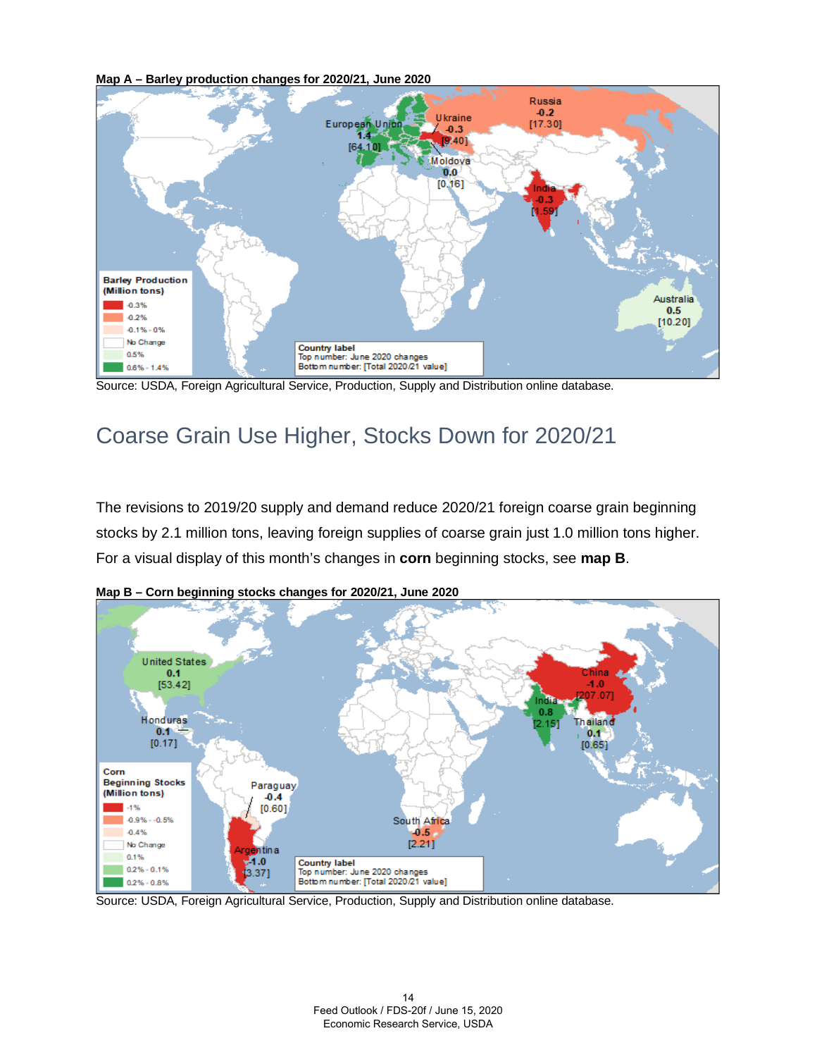**Map A – Barley production changes for 2020/21, June 2020**

Source: USDA, Foreign Agricultural Service, Production, Supply and Distribution online database.

## Coarse Grain Use Higher, Stocks Down for 2020/21

The revisions to 2019/20 supply and demand reduce 2020/21 foreign coarse grain beginning stocks by 2.1 million tons, leaving foreign supplies of coarse grain just 1.0 million tons higher. For a visual display of this month's changes in **corn** beginning stocks, see **map B**.

**Map B – Corn beginning stocks changes for 2020/21, June 2020**

Source: USDA, Foreign Agricultural Service, Production, Supply and Distribution online database.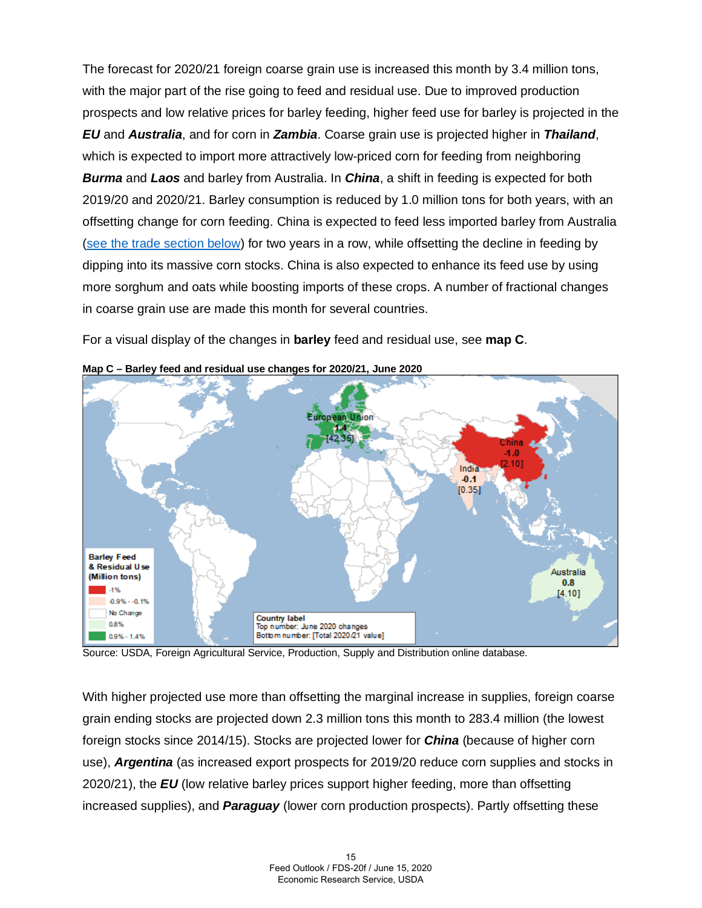The forecast for 2020/21 foreign coarse grain use is increased this month by 3.4 million tons, with the major part of the rise going to feed and residual use. Due to improved production prospects and low relative prices for barley feeding, higher feed use for barley is projected in the ***EU*** and ***Australia***, and for corn in ***Zambia***. Coarse grain use is projected higher in ***Thailand***, which is expected to import more attractively low-priced corn for feeding from neighboring ***Burma*** and ***Laos*** and barley from Australia. In ***China***, a shift in feeding is expected for both 2019/20 and 2020/21. Barley consumption is reduced by 1.0 million tons for both years, with an offsetting change for corn feeding. China is expected to feed less imported barley from Australia (see the trade section below) for two years in a row, while offsetting the decline in feeding by dipping into its massive corn stocks. China is also expected to enhance its feed use by using more sorghum and oats while boosting imports of these crops. A number of fractional changes in coarse grain use are made this month for several countries.

For a visual display of the changes in **barley** feed and residual use, see **map C**.

**Map C – Barley feed and residual use changes for 2020/21, June 2020**

Barley Feed & Residual Use (Million tons)

| Legend |
| --- |
| -1% |
| -0.9% - -0.1% |
| No Change |
| 0.8% |
| 0.9% - 1.4% |

Country label: Top number: June 2020 changes; Bottom number: [Total 2020/21 value]

| Country | June 2020 change | Total 2020/21 value |
| --- | --- | --- |
| European Union | 1.4 | [42.35] |
| China | -1.0 | [2.10] |
| India | -0.1 | [0.35] |
| Australia | 0.8 | [4.10] |

Source: USDA, Foreign Agricultural Service, Production, Supply and Distribution online database.

With higher projected use more than offsetting the marginal increase in supplies, foreign coarse grain ending stocks are projected down 2.3 million tons this month to 283.4 million (the lowest foreign stocks since 2014/15). Stocks are projected lower for ***China*** (because of higher corn use), ***Argentina*** (as increased export prospects for 2019/20 reduce corn supplies and stocks in 2020/21), the ***EU*** (low relative barley prices support higher feeding, more than offsetting increased supplies), and ***Paraguay*** (lower corn production prospects). Partly offsetting these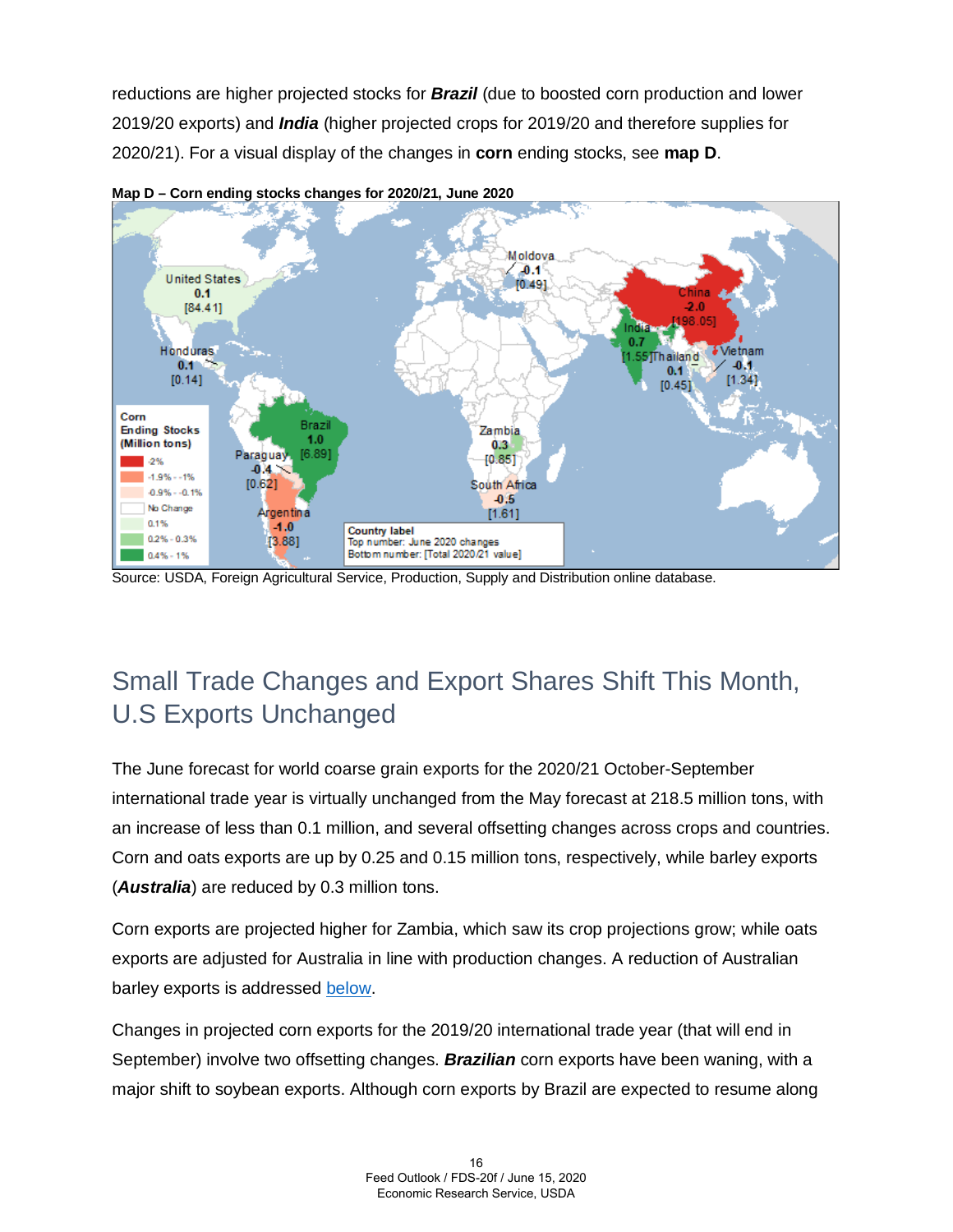reductions are higher projected stocks for ***Brazil*** (due to boosted corn production and lower 2019/20 exports) and ***India*** (higher projected crops for 2019/20 and therefore supplies for 2020/21). For a visual display of the changes in **corn** ending stocks, see **map D**.

**Map D – Corn ending stocks changes for 2020/21, June 2020**

Source: USDA, Foreign Agricultural Service, Production, Supply and Distribution online database.

## Small Trade Changes and Export Shares Shift This Month, U.S Exports Unchanged

The June forecast for world coarse grain exports for the 2020/21 October-September international trade year is virtually unchanged from the May forecast at 218.5 million tons, with an increase of less than 0.1 million, and several offsetting changes across crops and countries. Corn and oats exports are up by 0.25 and 0.15 million tons, respectively, while barley exports (***Australia***) are reduced by 0.3 million tons.

Corn exports are projected higher for Zambia, which saw its crop projections grow; while oats exports are adjusted for Australia in line with production changes. A reduction of Australian barley exports is addressed below.

Changes in projected corn exports for the 2019/20 international trade year (that will end in September) involve two offsetting changes. ***Brazilian*** corn exports have been waning, with a major shift to soybean exports. Although corn exports by Brazil are expected to resume along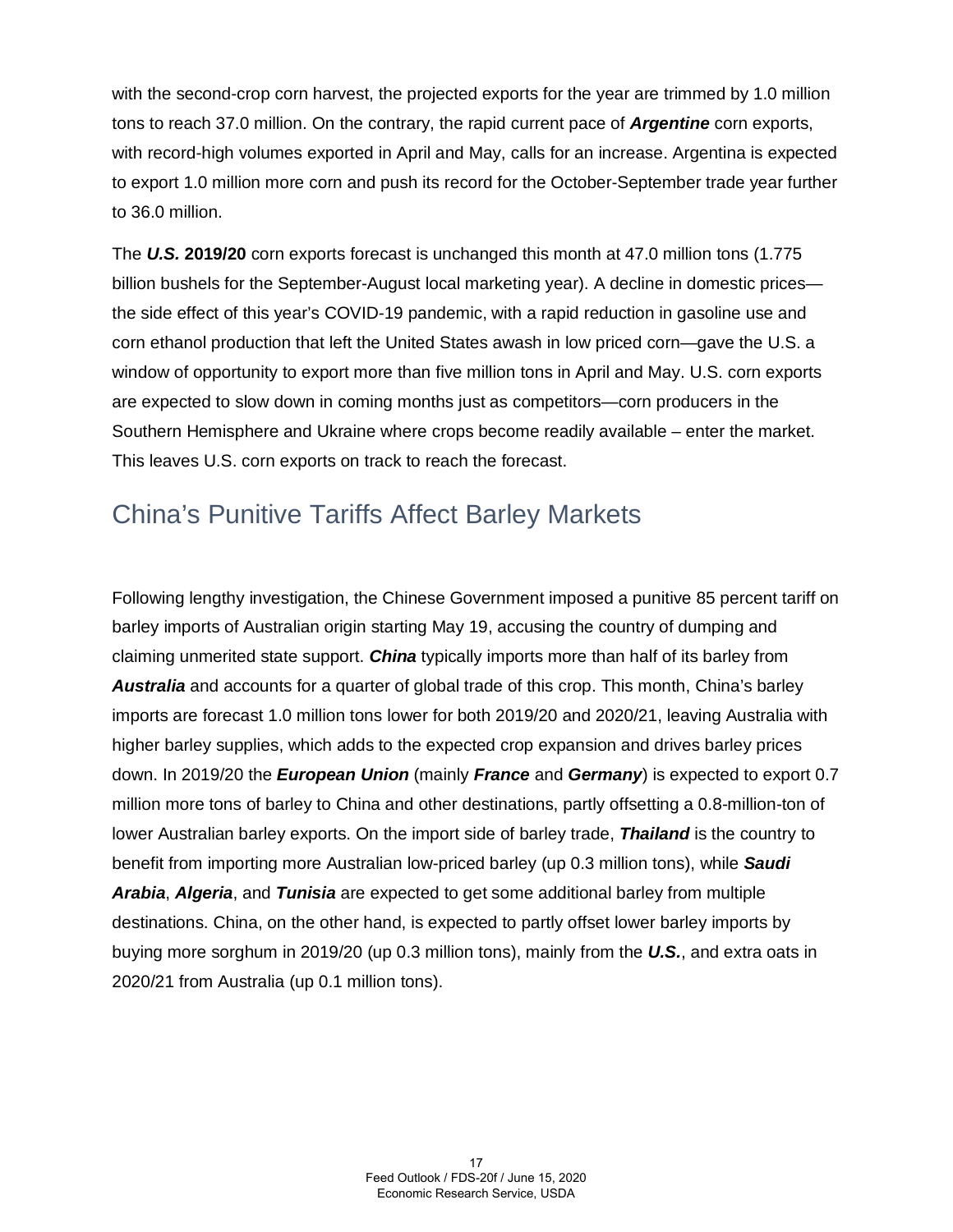with the second-crop corn harvest, the projected exports for the year are trimmed by 1.0 million tons to reach 37.0 million. On the contrary, the rapid current pace of ***Argentine*** corn exports, with record-high volumes exported in April and May, calls for an increase. Argentina is expected to export 1.0 million more corn and push its record for the October-September trade year further to 36.0 million.

The ***U.S.*** **2019/20** corn exports forecast is unchanged this month at 47.0 million tons (1.775 billion bushels for the September-August local marketing year). A decline in domestic prices—the side effect of this year's COVID-19 pandemic, with a rapid reduction in gasoline use and corn ethanol production that left the United States awash in low priced corn—gave the U.S. a window of opportunity to export more than five million tons in April and May. U.S. corn exports are expected to slow down in coming months just as competitors—corn producers in the Southern Hemisphere and Ukraine where crops become readily available – enter the market. This leaves U.S. corn exports on track to reach the forecast.

## China's Punitive Tariffs Affect Barley Markets

Following lengthy investigation, the Chinese Government imposed a punitive 85 percent tariff on barley imports of Australian origin starting May 19, accusing the country of dumping and claiming unmerited state support. ***China*** typically imports more than half of its barley from ***Australia*** and accounts for a quarter of global trade of this crop. This month, China's barley imports are forecast 1.0 million tons lower for both 2019/20 and 2020/21, leaving Australia with higher barley supplies, which adds to the expected crop expansion and drives barley prices down. In 2019/20 the ***European Union*** (mainly ***France*** and ***Germany***) is expected to export 0.7 million more tons of barley to China and other destinations, partly offsetting a 0.8-million-ton of lower Australian barley exports. On the import side of barley trade, ***Thailand*** is the country to benefit from importing more Australian low-priced barley (up 0.3 million tons), while ***Saudi Arabia***, ***Algeria***, and ***Tunisia*** are expected to get some additional barley from multiple destinations. China, on the other hand, is expected to partly offset lower barley imports by buying more sorghum in 2019/20 (up 0.3 million tons), mainly from the ***U.S.***, and extra oats in 2020/21 from Australia (up 0.1 million tons).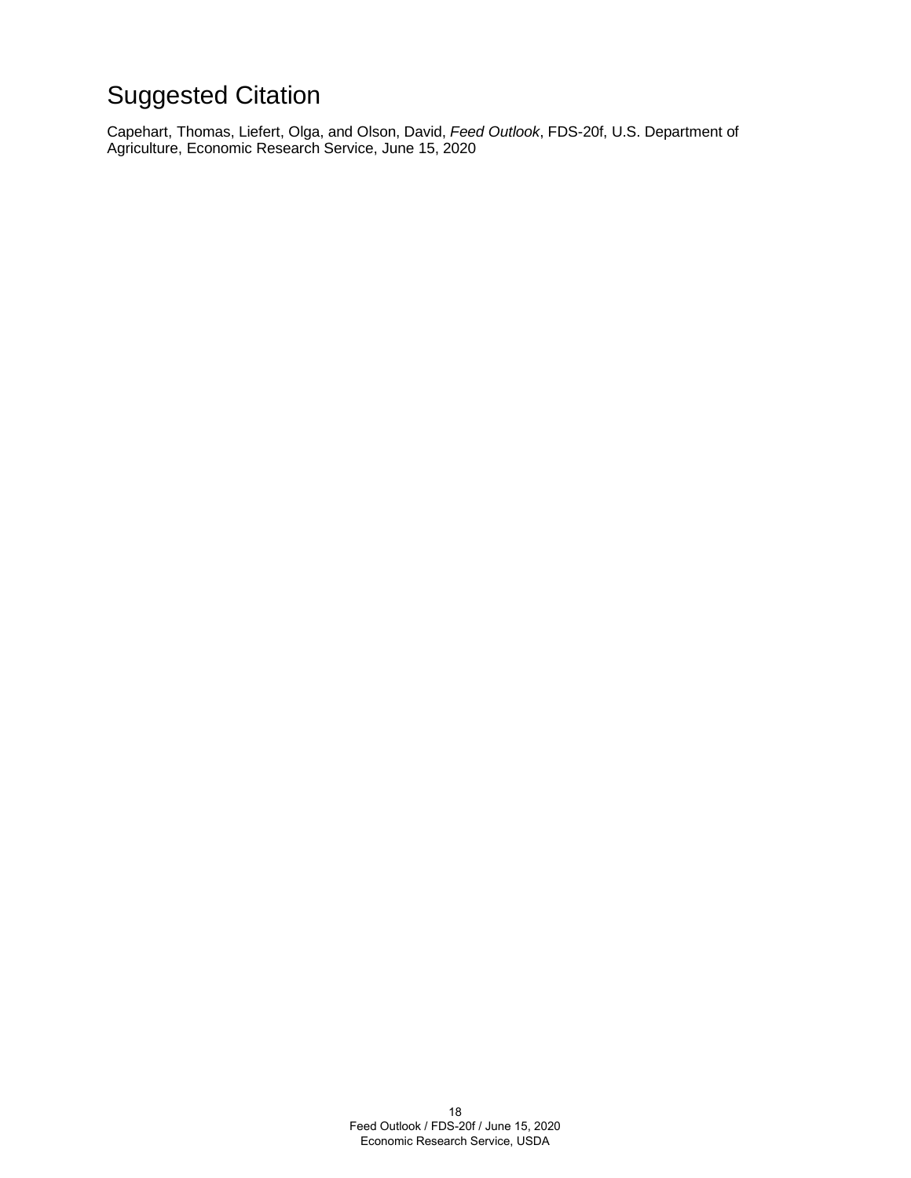## Suggested Citation

Capehart, Thomas, Liefert, Olga, and Olson, David, *Feed Outlook*, FDS-20f, U.S. Department of Agriculture, Economic Research Service, June 15, 2020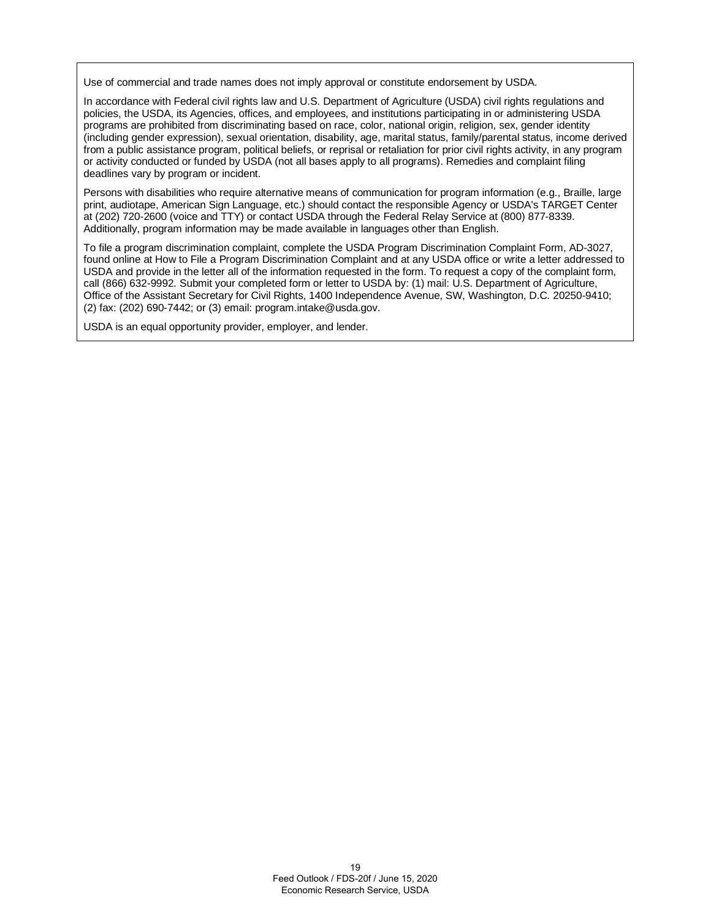Use of commercial and trade names does not imply approval or constitute endorsement by USDA.

In accordance with Federal civil rights law and U.S. Department of Agriculture (USDA) civil rights regulations and policies, the USDA, its Agencies, offices, and employees, and institutions participating in or administering USDA programs are prohibited from discriminating based on race, color, national origin, religion, sex, gender identity (including gender expression), sexual orientation, disability, age, marital status, family/parental status, income derived from a public assistance program, political beliefs, or reprisal or retaliation for prior civil rights activity, in any program or activity conducted or funded by USDA (not all bases apply to all programs). Remedies and complaint filing deadlines vary by program or incident.

Persons with disabilities who require alternative means of communication for program information (e.g., Braille, large print, audiotape, American Sign Language, etc.) should contact the responsible Agency or USDA's TARGET Center at (202) 720-2600 (voice and TTY) or contact USDA through the Federal Relay Service at (800) 877-8339. Additionally, program information may be made available in languages other than English.

To file a program discrimination complaint, complete the USDA Program Discrimination Complaint Form, AD-3027, found online at How to File a Program Discrimination Complaint and at any USDA office or write a letter addressed to USDA and provide in the letter all of the information requested in the form. To request a copy of the complaint form, call (866) 632-9992. Submit your completed form or letter to USDA by: (1) mail: U.S. Department of Agriculture, Office of the Assistant Secretary for Civil Rights, 1400 Independence Avenue, SW, Washington, D.C. 20250-9410; (2) fax: (202) 690-7442; or (3) email: program.intake@usda.gov.

USDA is an equal opportunity provider, employer, and lender.